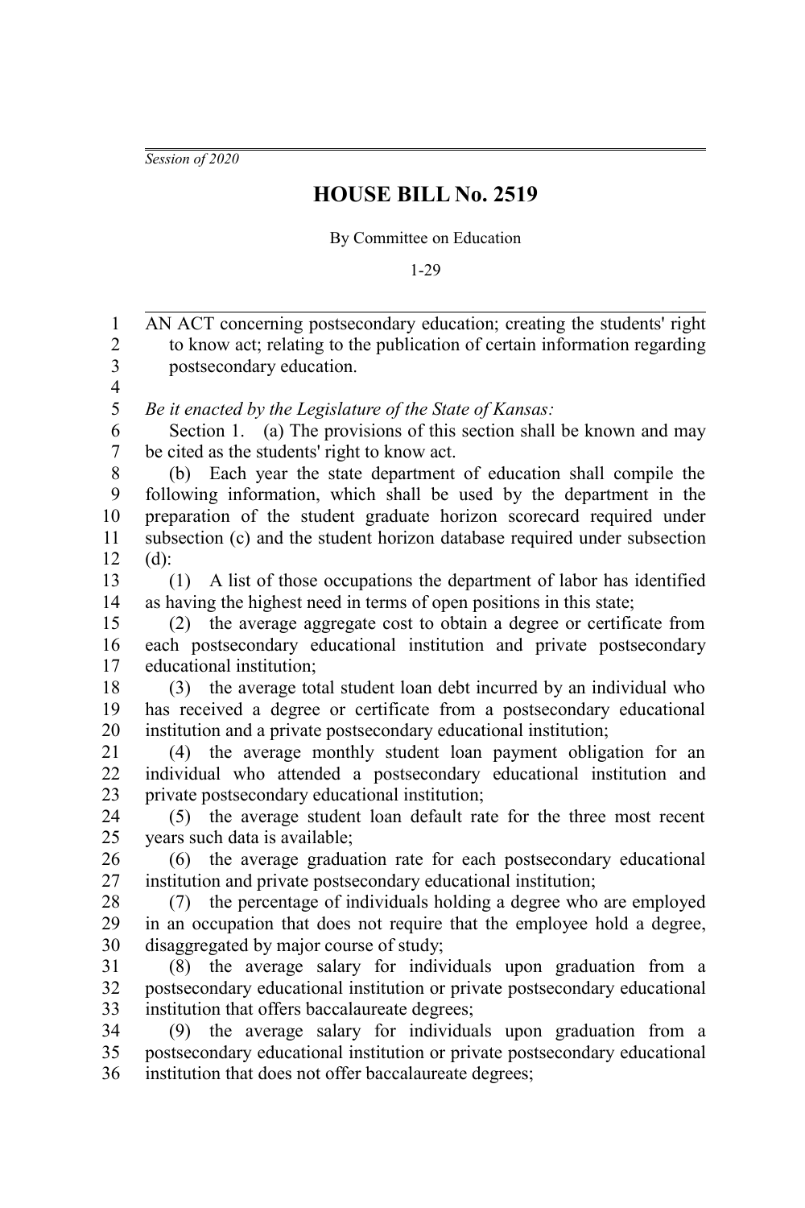*Session of 2020*

# HOUSE BILL No. 2519

By Committee on Education

1-29

AN ACT concerning postsecondary education; creating the students' right to know act; relating to the publication of certain information regarding postsecondary education.

*Be it enacted by the Legislature of the State of Kansas:*

Section 1. (a) The provisions of this section shall be known and may be cited as the students' right to know act.

(b) Each year the state department of education shall compile the following information, which shall be used by the department in the preparation of the student graduate horizon scorecard required under subsection (c) and the student horizon database required under subsection (d):

(1) A list of those occupations the department of labor has identified as having the highest need in terms of open positions in this state;

(2) the average aggregate cost to obtain a degree or certificate from each postsecondary educational institution and private postsecondary educational institution;

(3) the average total student loan debt incurred by an individual who has received a degree or certificate from a postsecondary educational institution and a private postsecondary educational institution;

(4) the average monthly student loan payment obligation for an individual who attended a postsecondary educational institution and private postsecondary educational institution;

(5) the average student loan default rate for the three most recent years such data is available;

(6) the average graduation rate for each postsecondary educational institution and private postsecondary educational institution;

(7) the percentage of individuals holding a degree who are employed in an occupation that does not require that the employee hold a degree, disaggregated by major course of study;

(8) the average salary for individuals upon graduation from a postsecondary educational institution or private postsecondary educational institution that offers baccalaureate degrees;

(9) the average salary for individuals upon graduation from a postsecondary educational institution or private postsecondary educational institution that does not offer baccalaureate degrees;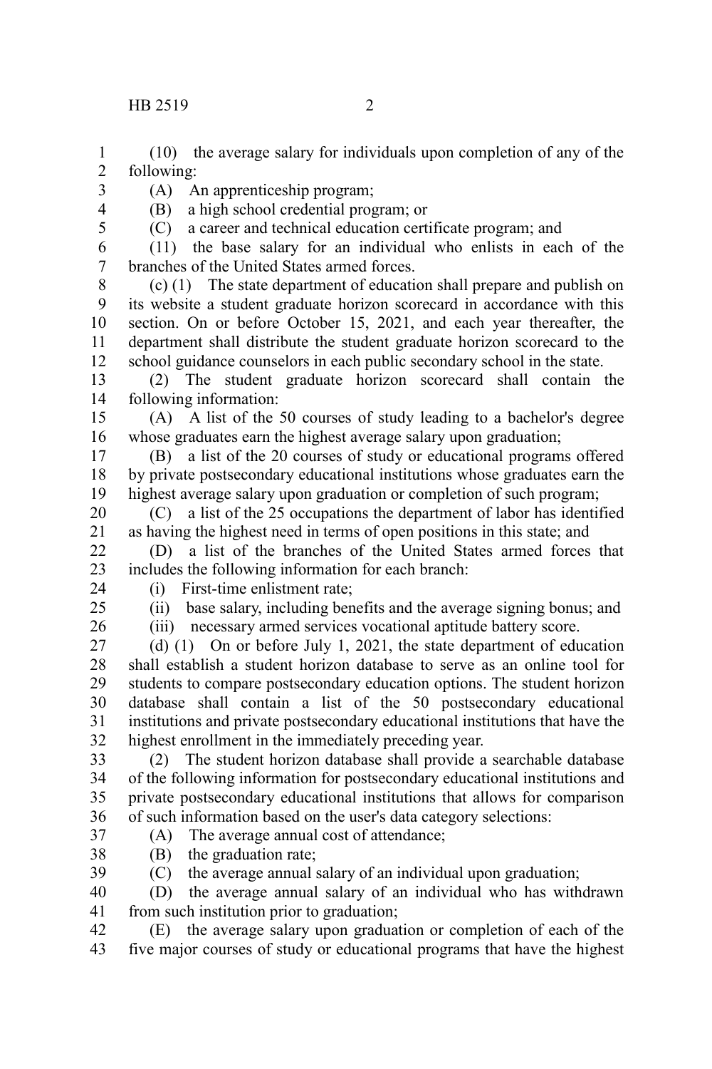(10) the average salary for individuals upon completion of any of the following:

(A) An apprenticeship program;

(B) a high school credential program; or

(C) a career and technical education certificate program; and

(11) the base salary for an individual who enlists in each of the branches of the United States armed forces.

(c) (1) The state department of education shall prepare and publish on its website a student graduate horizon scorecard in accordance with this section. On or before October 15, 2021, and each year thereafter, the department shall distribute the student graduate horizon scorecard to the school guidance counselors in each public secondary school in the state.

(2) The student graduate horizon scorecard shall contain the following information:

(A) A list of the 50 courses of study leading to a bachelor's degree whose graduates earn the highest average salary upon graduation;

(B) a list of the 20 courses of study or educational programs offered by private postsecondary educational institutions whose graduates earn the highest average salary upon graduation or completion of such program;

(C) a list of the 25 occupations the department of labor has identified as having the highest need in terms of open positions in this state; and

(D) a list of the branches of the United States armed forces that includes the following information for each branch:

(i) First-time enlistment rate;

(ii) base salary, including benefits and the average signing bonus; and

(iii) necessary armed services vocational aptitude battery score.

(d) (1) On or before July 1, 2021, the state department of education shall establish a student horizon database to serve as an online tool for students to compare postsecondary education options. The student horizon database shall contain a list of the 50 postsecondary educational institutions and private postsecondary educational institutions that have the highest enrollment in the immediately preceding year.

(2) The student horizon database shall provide a searchable database of the following information for postsecondary educational institutions and private postsecondary educational institutions that allows for comparison of such information based on the user's data category selections:

(A) The average annual cost of attendance;

(B) the graduation rate;

(C) the average annual salary of an individual upon graduation;

(D) the average annual salary of an individual who has withdrawn from such institution prior to graduation;

(E) the average salary upon graduation or completion of each of the five major courses of study or educational programs that have the highest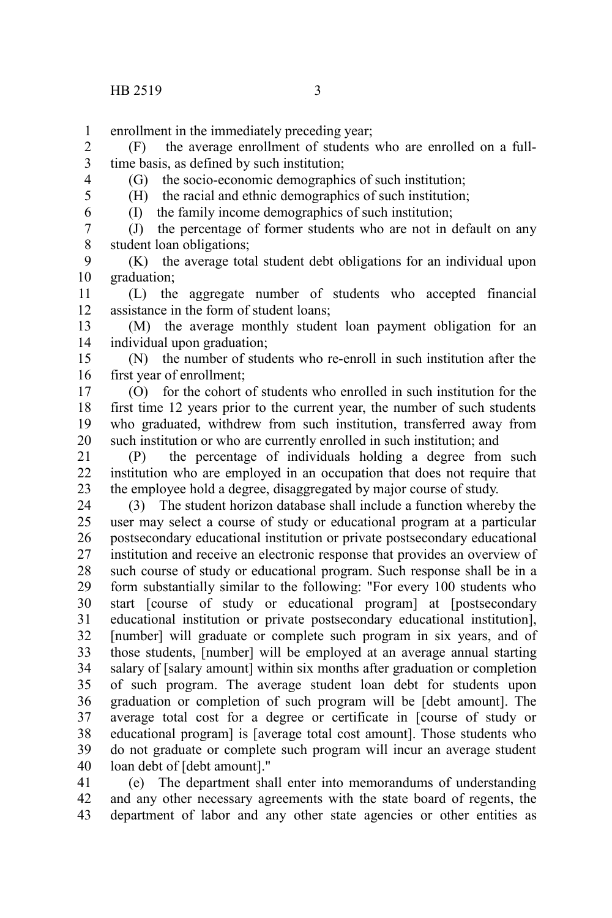enrollment in the immediately preceding year;

(F) the average enrollment of students who are enrolled on a full-time basis, as defined by such institution;

(G) the socio-economic demographics of such institution;

(H) the racial and ethnic demographics of such institution;

(I) the family income demographics of such institution;

(J) the percentage of former students who are not in default on any student loan obligations;

(K) the average total student debt obligations for an individual upon graduation;

(L) the aggregate number of students who accepted financial assistance in the form of student loans;

(M) the average monthly student loan payment obligation for an individual upon graduation;

(N) the number of students who re-enroll in such institution after the first year of enrollment;

(O) for the cohort of students who enrolled in such institution for the first time 12 years prior to the current year, the number of such students who graduated, withdrew from such institution, transferred away from such institution or who are currently enrolled in such institution; and

(P) the percentage of individuals holding a degree from such institution who are employed in an occupation that does not require that the employee hold a degree, disaggregated by major course of study.

(3) The student horizon database shall include a function whereby the user may select a course of study or educational program at a particular postsecondary educational institution or private postsecondary educational institution and receive an electronic response that provides an overview of such course of study or educational program. Such response shall be in a form substantially similar to the following: "For every 100 students who start [course of study or educational program] at [postsecondary educational institution or private postsecondary educational institution], [number] will graduate or complete such program in six years, and of those students, [number] will be employed at an average annual starting salary of [salary amount] within six months after graduation or completion of such program. The average student loan debt for students upon graduation or completion of such program will be [debt amount]. The average total cost for a degree or certificate in [course of study or educational program] is [average total cost amount]. Those students who do not graduate or complete such program will incur an average student loan debt of [debt amount]."

(e) The department shall enter into memorandums of understanding and any other necessary agreements with the state board of regents, the department of labor and any other state agencies or other entities as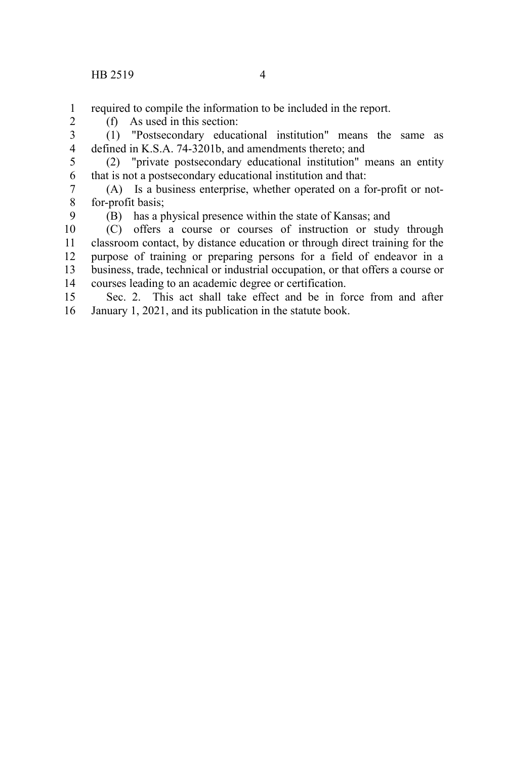required to compile the information to be included in the report.

(f) As used in this section:

(1) "Postsecondary educational institution" means the same as defined in K.S.A. 74-3201b, and amendments thereto; and

(2) "private postsecondary educational institution" means an entity that is not a postsecondary educational institution and that:

(A) Is a business enterprise, whether operated on a for-profit or not-for-profit basis;

(B) has a physical presence within the state of Kansas; and

(C) offers a course or courses of instruction or study through classroom contact, by distance education or through direct training for the purpose of training or preparing persons for a field of endeavor in a business, trade, technical or industrial occupation, or that offers a course or courses leading to an academic degree or certification.

Sec. 2. This act shall take effect and be in force from and after January 1, 2021, and its publication in the statute book.